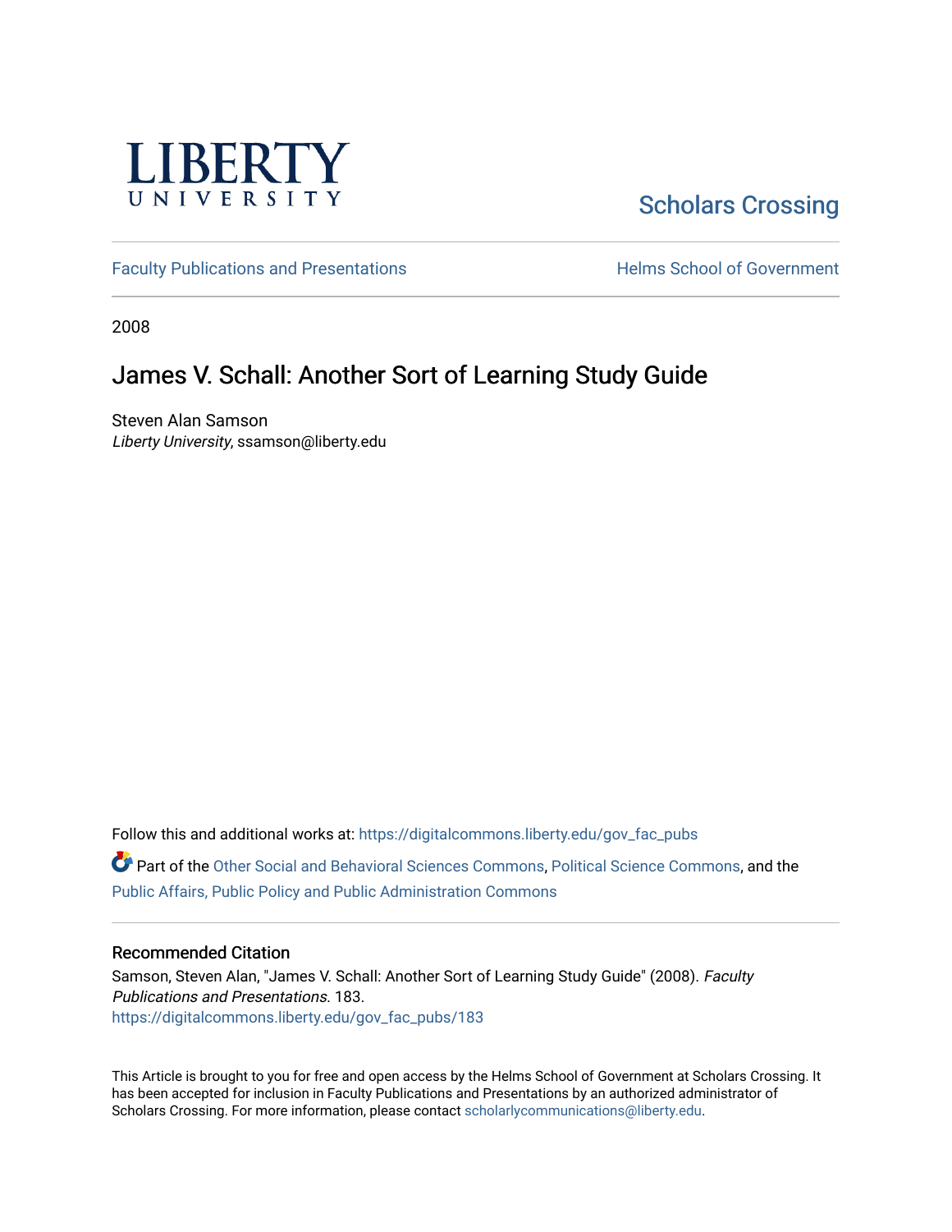LIBERTY UNIVERSITY

Scholars Crossing

Faculty Publications and Presentations

Helms School of Government

2008

# James V. Schall: Another Sort of Learning Study Guide

Steven Alan Samson
*Liberty University*, ssamson@liberty.edu

Follow this and additional works at: https://digitalcommons.liberty.edu/gov_fac_pubs

Part of the Other Social and Behavioral Sciences Commons, Political Science Commons, and the Public Affairs, Public Policy and Public Administration Commons

## Recommended Citation

Samson, Steven Alan, "James V. Schall: Another Sort of Learning Study Guide" (2008). *Faculty Publications and Presentations*. 183.
https://digitalcommons.liberty.edu/gov_fac_pubs/183

This Article is brought to you for free and open access by the Helms School of Government at Scholars Crossing. It has been accepted for inclusion in Faculty Publications and Presentations by an authorized administrator of Scholars Crossing. For more information, please contact scholarlycommunications@liberty.edu.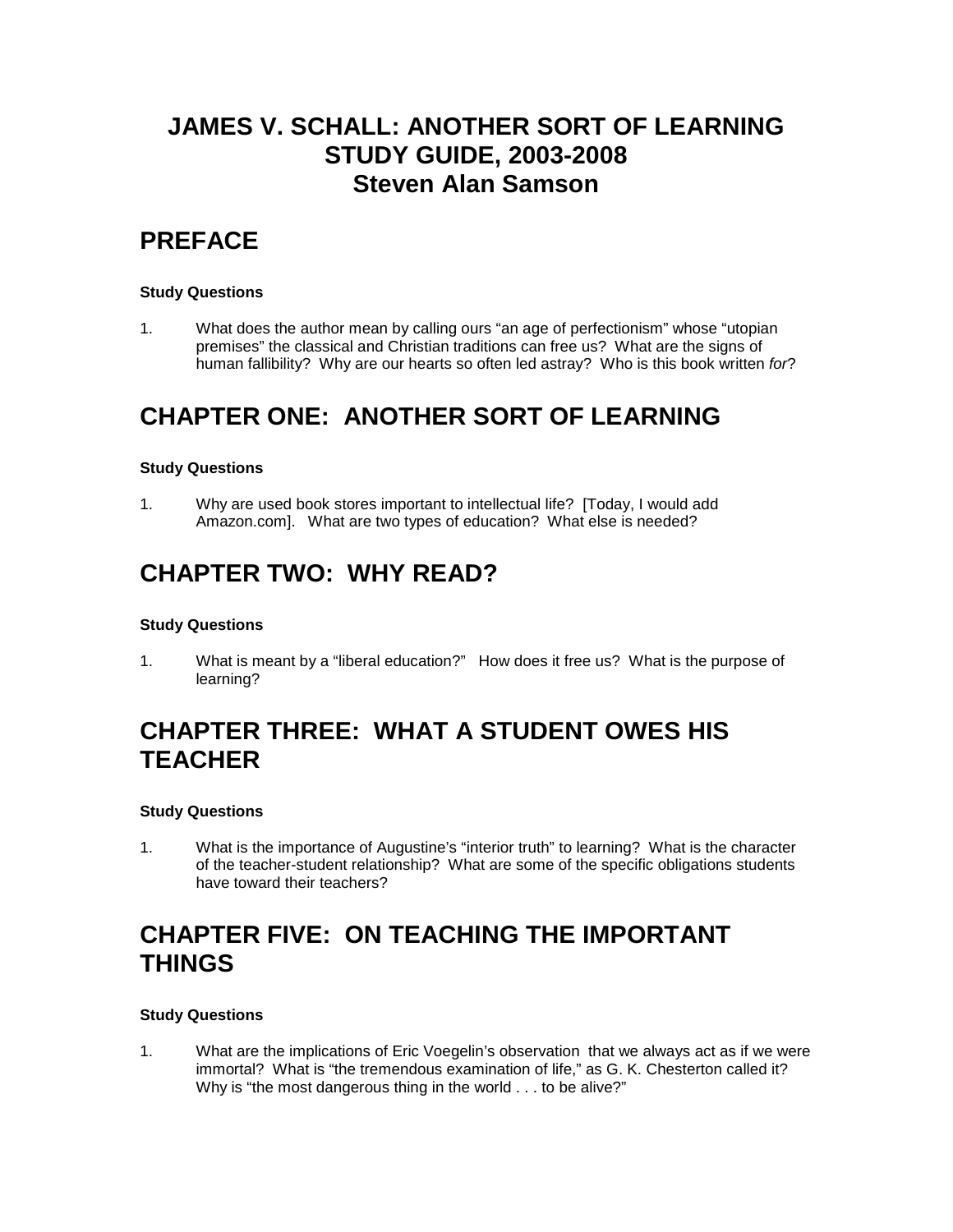# JAMES V. SCHALL: ANOTHER SORT OF LEARNING STUDY GUIDE, 2003-2008 Steven Alan Samson

## PREFACE

**Study Questions**

1. What does the author mean by calling ours "an age of perfectionism" whose "utopian premises" the classical and Christian traditions can free us? What are the signs of human fallibility? Why are our hearts so often led astray? Who is this book written *for*?

## CHAPTER ONE: ANOTHER SORT OF LEARNING

**Study Questions**

1. Why are used book stores important to intellectual life? [Today, I would add Amazon.com]. What are two types of education? What else is needed?

## CHAPTER TWO: WHY READ?

**Study Questions**

1. What is meant by a "liberal education?" How does it free us? What is the purpose of learning?

## CHAPTER THREE: WHAT A STUDENT OWES HIS TEACHER

**Study Questions**

1. What is the importance of Augustine's "interior truth" to learning? What is the character of the teacher-student relationship? What are some of the specific obligations students have toward their teachers?

## CHAPTER FIVE: ON TEACHING THE IMPORTANT THINGS

**Study Questions**

1. What are the implications of Eric Voegelin's observation that we always act as if we were immortal? What is "the tremendous examination of life," as G. K. Chesterton called it? Why is "the most dangerous thing in the world . . . to be alive?"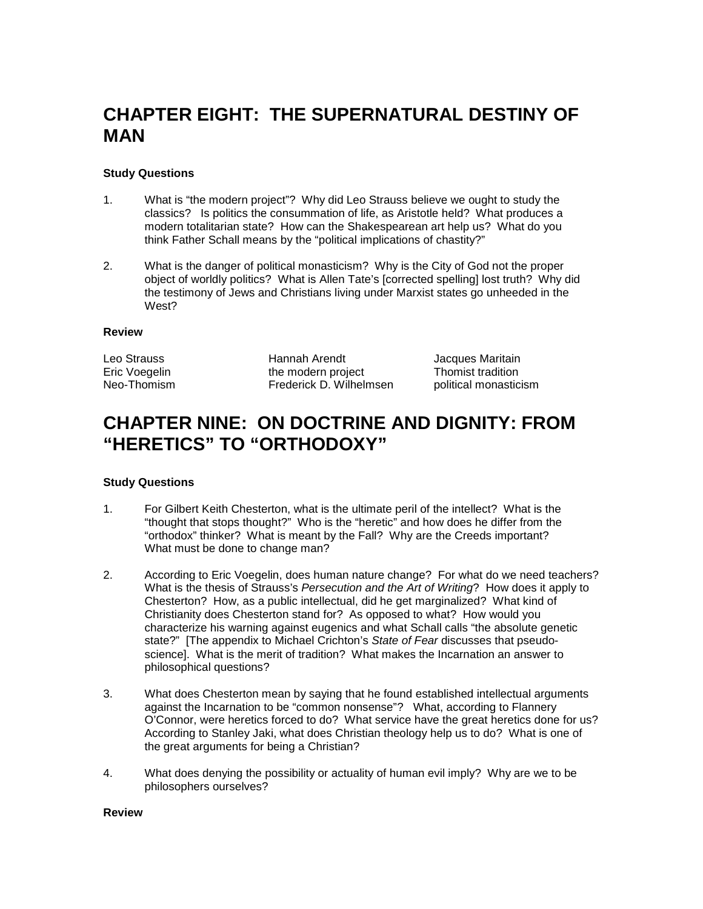# CHAPTER EIGHT: THE SUPERNATURAL DESTINY OF MAN

**Study Questions**

1. What is "the modern project"? Why did Leo Strauss believe we ought to study the classics? Is politics the consummation of life, as Aristotle held? What produces a modern totalitarian state? How can the Shakespearean art help us? What do you think Father Schall means by the "political implications of chastity?"

2. What is the danger of political monasticism? Why is the City of God not the proper object of worldly politics? What is Allen Tate's [corrected spelling] lost truth? Why did the testimony of Jews and Christians living under Marxist states go unheeded in the West?

**Review**

| | | |
|---|---|---|
| Leo Strauss | Hannah Arendt | Jacques Maritain |
| Eric Voegelin | the modern project | Thomist tradition |
| Neo-Thomism | Frederick D. Wilhelmsen | political monasticism |

# CHAPTER NINE: ON DOCTRINE AND DIGNITY: FROM "HERETICS" TO "ORTHODOXY"

**Study Questions**

1. For Gilbert Keith Chesterton, what is the ultimate peril of the intellect? What is the "thought that stops thought?" Who is the "heretic" and how does he differ from the "orthodox" thinker? What is meant by the Fall? Why are the Creeds important? What must be done to change man?

2. According to Eric Voegelin, does human nature change? For what do we need teachers? What is the thesis of Strauss's *Persecution and the Art of Writing*? How does it apply to Chesterton? How, as a public intellectual, did he get marginalized? What kind of Christianity does Chesterton stand for? As opposed to what? How would you characterize his warning against eugenics and what Schall calls "the absolute genetic state?" [The appendix to Michael Crichton's *State of Fear* discusses that pseudo-science]. What is the merit of tradition? What makes the Incarnation an answer to philosophical questions?

3. What does Chesterton mean by saying that he found established intellectual arguments against the Incarnation to be "common nonsense"? What, according to Flannery O'Connor, were heretics forced to do? What service have the great heretics done for us? According to Stanley Jaki, what does Christian theology help us to do? What is one of the great arguments for being a Christian?

4. What does denying the possibility or actuality of human evil imply? Why are we to be philosophers ourselves?

**Review**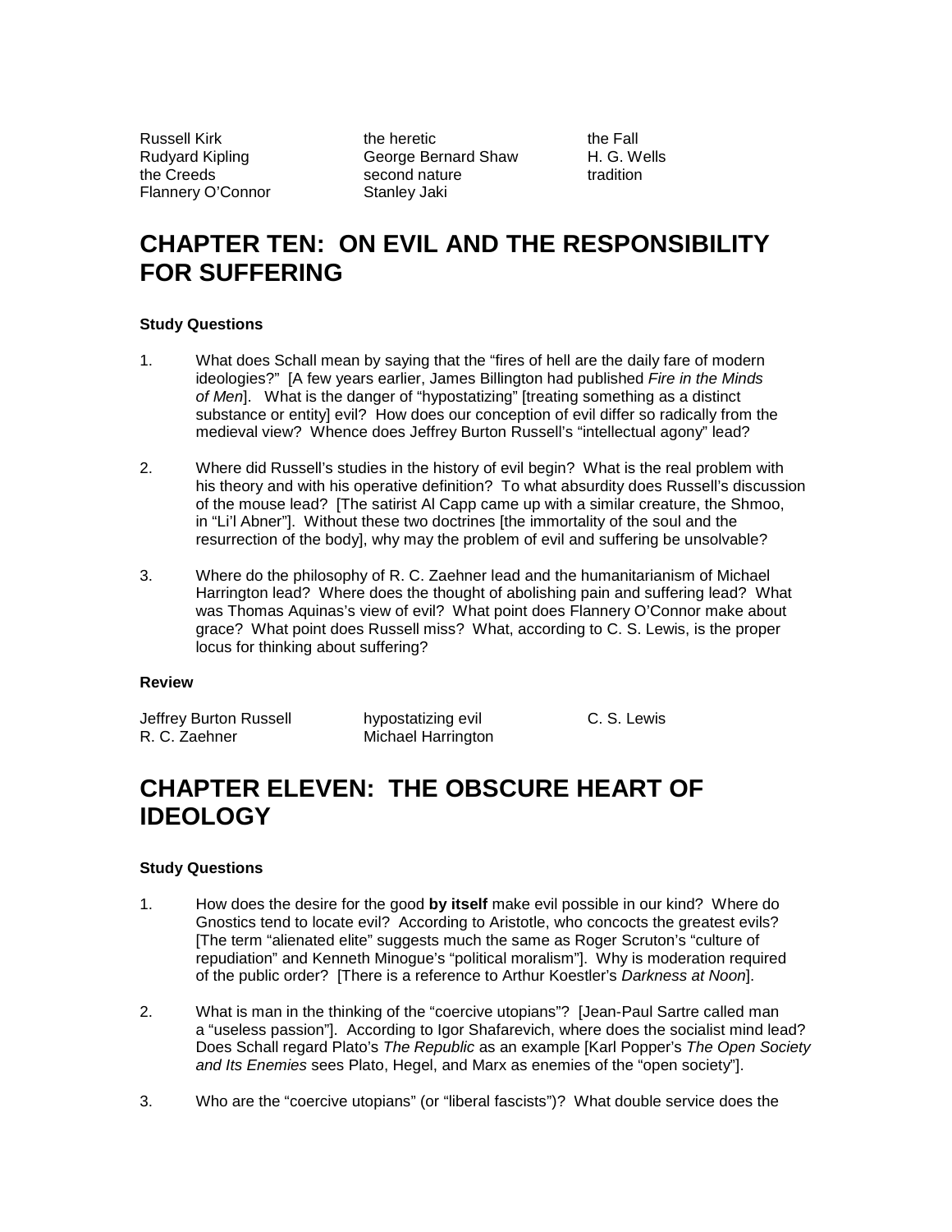| | | |
|---|---|---|
| Russell Kirk | the heretic | the Fall |
| Rudyard Kipling | George Bernard Shaw | H. G. Wells |
| the Creeds | second nature | tradition |
| Flannery O'Connor | Stanley Jaki | |

## CHAPTER TEN: ON EVIL AND THE RESPONSIBILITY FOR SUFFERING

**Study Questions**

1. What does Schall mean by saying that the "fires of hell are the daily fare of modern ideologies?" [A few years earlier, James Billington had published *Fire in the Minds of Men*]. What is the danger of "hypostatizing" [treating something as a distinct substance or entity] evil? How does our conception of evil differ so radically from the medieval view? Whence does Jeffrey Burton Russell's "intellectual agony" lead?

2. Where did Russell's studies in the history of evil begin? What is the real problem with his theory and with his operative definition? To what absurdity does Russell's discussion of the mouse lead? [The satirist Al Capp came up with a similar creature, the Shmoo, in "Li'l Abner"]. Without these two doctrines [the immortality of the soul and the resurrection of the body], why may the problem of evil and suffering be unsolvable?

3. Where do the philosophy of R. C. Zaehner lead and the humanitarianism of Michael Harrington lead? Where does the thought of abolishing pain and suffering lead? What was Thomas Aquinas's view of evil? What point does Flannery O'Connor make about grace? What point does Russell miss? What, according to C. S. Lewis, is the proper locus for thinking about suffering?

**Review**

| | | |
|---|---|---|
| Jeffrey Burton Russell | hypostatizing evil | C. S. Lewis |
| R. C. Zaehner | Michael Harrington | |

## CHAPTER ELEVEN: THE OBSCURE HEART OF IDEOLOGY

**Study Questions**

1. How does the desire for the good **by itself** make evil possible in our kind? Where do Gnostics tend to locate evil? According to Aristotle, who concocts the greatest evils? [The term "alienated elite" suggests much the same as Roger Scruton's "culture of repudiation" and Kenneth Minogue's "political moralism"]. Why is moderation required of the public order? [There is a reference to Arthur Koestler's *Darkness at Noon*].

2. What is man in the thinking of the "coercive utopians"? [Jean-Paul Sartre called man a "useless passion"]. According to Igor Shafarevich, where does the socialist mind lead? Does Schall regard Plato's *The Republic* as an example [Karl Popper's *The Open Society and Its Enemies* sees Plato, Hegel, and Marx as enemies of the "open society"].

3. Who are the "coercive utopians" (or "liberal fascists")? What double service does the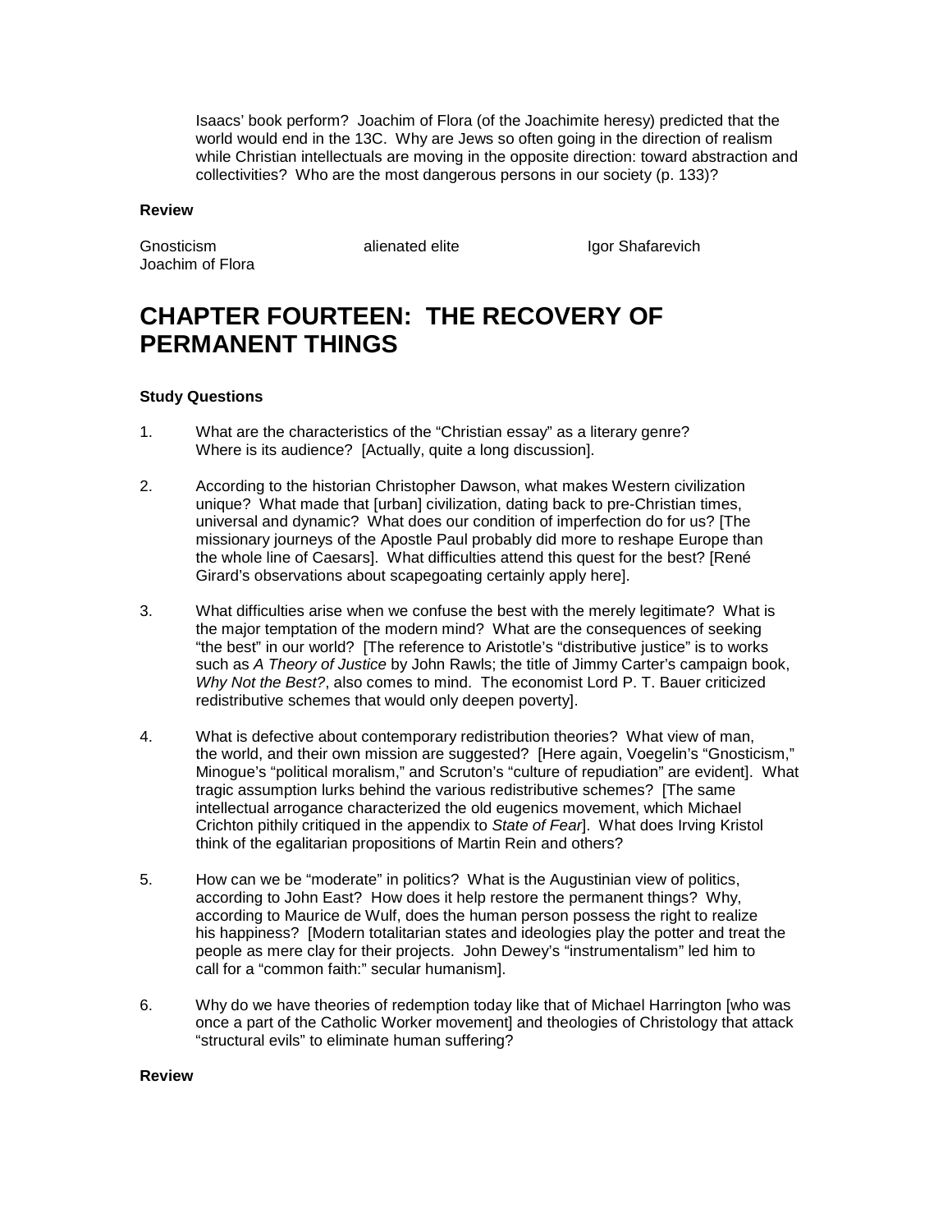Isaacs' book perform? Joachim of Flora (of the Joachimite heresy) predicted that the world would end in the 13C. Why are Jews so often going in the direction of realism while Christian intellectuals are moving in the opposite direction: toward abstraction and collectivities? Who are the most dangerous persons in our society (p. 133)?

**Review**

Gnosticism  
alienated elite  
Igor Shafarevich  
Joachim of Flora

# CHAPTER FOURTEEN: THE RECOVERY OF PERMANENT THINGS

**Study Questions**

1. What are the characteristics of the "Christian essay" as a literary genre? Where is its audience? [Actually, quite a long discussion].

2. According to the historian Christopher Dawson, what makes Western civilization unique? What made that [urban] civilization, dating back to pre-Christian times, universal and dynamic? What does our condition of imperfection do for us? [The missionary journeys of the Apostle Paul probably did more to reshape Europe than the whole line of Caesars]. What difficulties attend this quest for the best? [René Girard's observations about scapegoating certainly apply here].

3. What difficulties arise when we confuse the best with the merely legitimate? What is the major temptation of the modern mind? What are the consequences of seeking "the best" in our world? [The reference to Aristotle's "distributive justice" is to works such as *A Theory of Justice* by John Rawls; the title of Jimmy Carter's campaign book, *Why Not the Best?*, also comes to mind. The economist Lord P. T. Bauer criticized redistributive schemes that would only deepen poverty].

4. What is defective about contemporary redistribution theories? What view of man, the world, and their own mission are suggested? [Here again, Voegelin's "Gnosticism," Minogue's "political moralism," and Scruton's "culture of repudiation" are evident]. What tragic assumption lurks behind the various redistributive schemes? [The same intellectual arrogance characterized the old eugenics movement, which Michael Crichton pithily critiqued in the appendix to *State of Fear*]. What does Irving Kristol think of the egalitarian propositions of Martin Rein and others?

5. How can we be "moderate" in politics? What is the Augustinian view of politics, according to John East? How does it help restore the permanent things? Why, according to Maurice de Wulf, does the human person possess the right to realize his happiness? [Modern totalitarian states and ideologies play the potter and treat the people as mere clay for their projects. John Dewey's "instrumentalism" led him to call for a "common faith:" secular humanism].

6. Why do we have theories of redemption today like that of Michael Harrington [who was once a part of the Catholic Worker movement] and theologies of Christology that attack "structural evils" to eliminate human suffering?

**Review**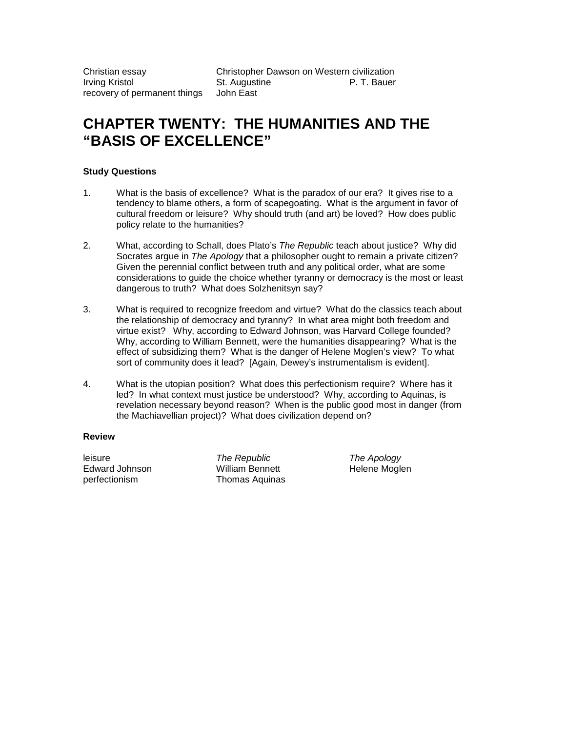| | | |
|---|---|---|
| Christian essay | Christopher Dawson on Western civilization | |
| Irving Kristol | St. Augustine | P. T. Bauer |
| recovery of permanent things | John East | |

# CHAPTER TWENTY: THE HUMANITIES AND THE "BASIS OF EXCELLENCE"

**Study Questions**

1. What is the basis of excellence? What is the paradox of our era? It gives rise to a tendency to blame others, a form of scapegoating. What is the argument in favor of cultural freedom or leisure? Why should truth (and art) be loved? How does public policy relate to the humanities?

2. What, according to Schall, does Plato's *The Republic* teach about justice? Why did Socrates argue in *The Apology* that a philosopher ought to remain a private citizen? Given the perennial conflict between truth and any political order, what are some considerations to guide the choice whether tyranny or democracy is the most or least dangerous to truth? What does Solzhenitsyn say?

3. What is required to recognize freedom and virtue? What do the classics teach about the relationship of democracy and tyranny? In what area might both freedom and virtue exist? Why, according to Edward Johnson, was Harvard College founded? Why, according to William Bennett, were the humanities disappearing? What is the effect of subsidizing them? What is the danger of Helene Moglen's view? To what sort of community does it lead? [Again, Dewey's instrumentalism is evident].

4. What is the utopian position? What does this perfectionism require? Where has it led? In what context must justice be understood? Why, according to Aquinas, is revelation necessary beyond reason? When is the public good most in danger (from the Machiavellian project)? What does civilization depend on?

**Review**

| | | |
|---|---|---|
| leisure | *The Republic* | *The Apology* |
| Edward Johnson | William Bennett | Helene Moglen |
| perfectionism | Thomas Aquinas | |